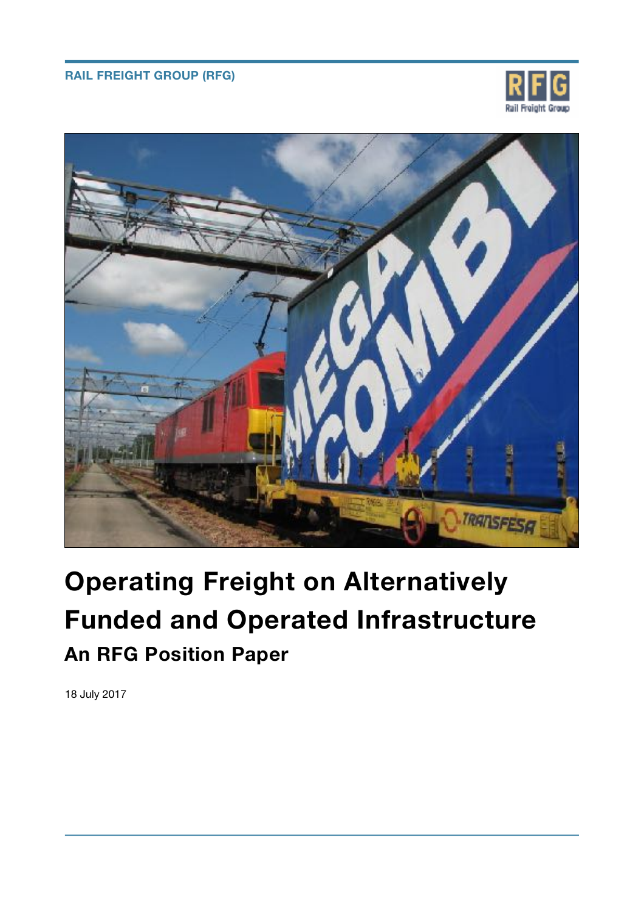RAIL FREIGHT GROUP (RFG)

# Operating Freight on Alternatively Funded and Operated Infrastructure

## An RFG Position Paper

18 July 2017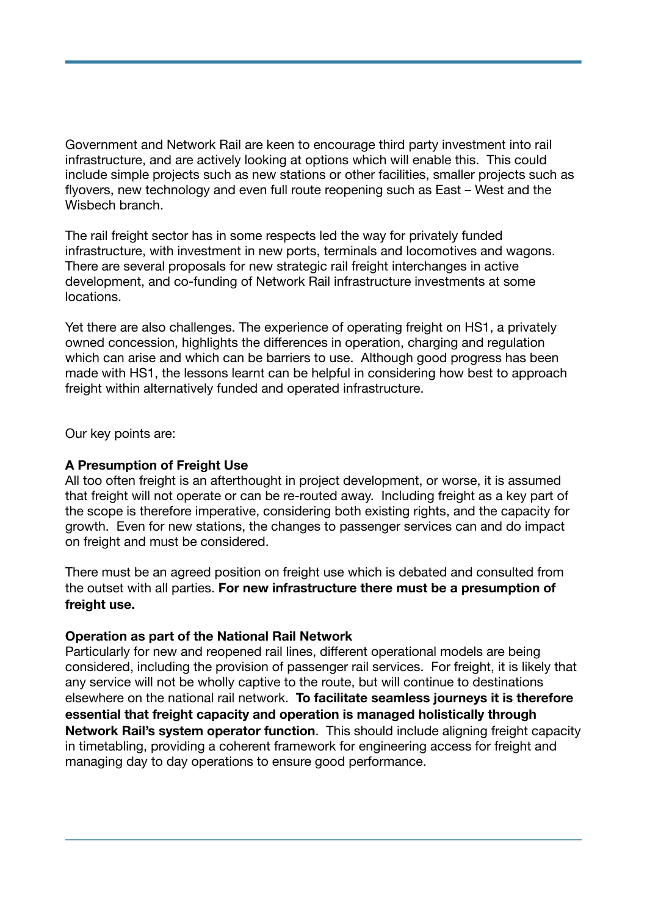Government and Network Rail are keen to encourage third party investment into rail infrastructure, and are actively looking at options which will enable this. This could include simple projects such as new stations or other facilities, smaller projects such as flyovers, new technology and even full route reopening such as East – West and the Wisbech branch.

The rail freight sector has in some respects led the way for privately funded infrastructure, with investment in new ports, terminals and locomotives and wagons. There are several proposals for new strategic rail freight interchanges in active development, and co-funding of Network Rail infrastructure investments at some locations.

Yet there are also challenges. The experience of operating freight on HS1, a privately owned concession, highlights the differences in operation, charging and regulation which can arise and which can be barriers to use. Although good progress has been made with HS1, the lessons learnt can be helpful in considering how best to approach freight within alternatively funded and operated infrastructure.

Our key points are:

**A Presumption of Freight Use**
All too often freight is an afterthought in project development, or worse, it is assumed that freight will not operate or can be re-routed away. Including freight as a key part of the scope is therefore imperative, considering both existing rights, and the capacity for growth. Even for new stations, the changes to passenger services can and do impact on freight and must be considered.

There must be an agreed position on freight use which is debated and consulted from the outset with all parties. **For new infrastructure there must be a presumption of freight use.**

**Operation as part of the National Rail Network**
Particularly for new and reopened rail lines, different operational models are being considered, including the provision of passenger rail services. For freight, it is likely that any service will not be wholly captive to the route, but will continue to destinations elsewhere on the national rail network. **To facilitate seamless journeys it is therefore essential that freight capacity and operation is managed holistically through Network Rail's system operator function**. This should include aligning freight capacity in timetabling, providing a coherent framework for engineering access for freight and managing day to day operations to ensure good performance.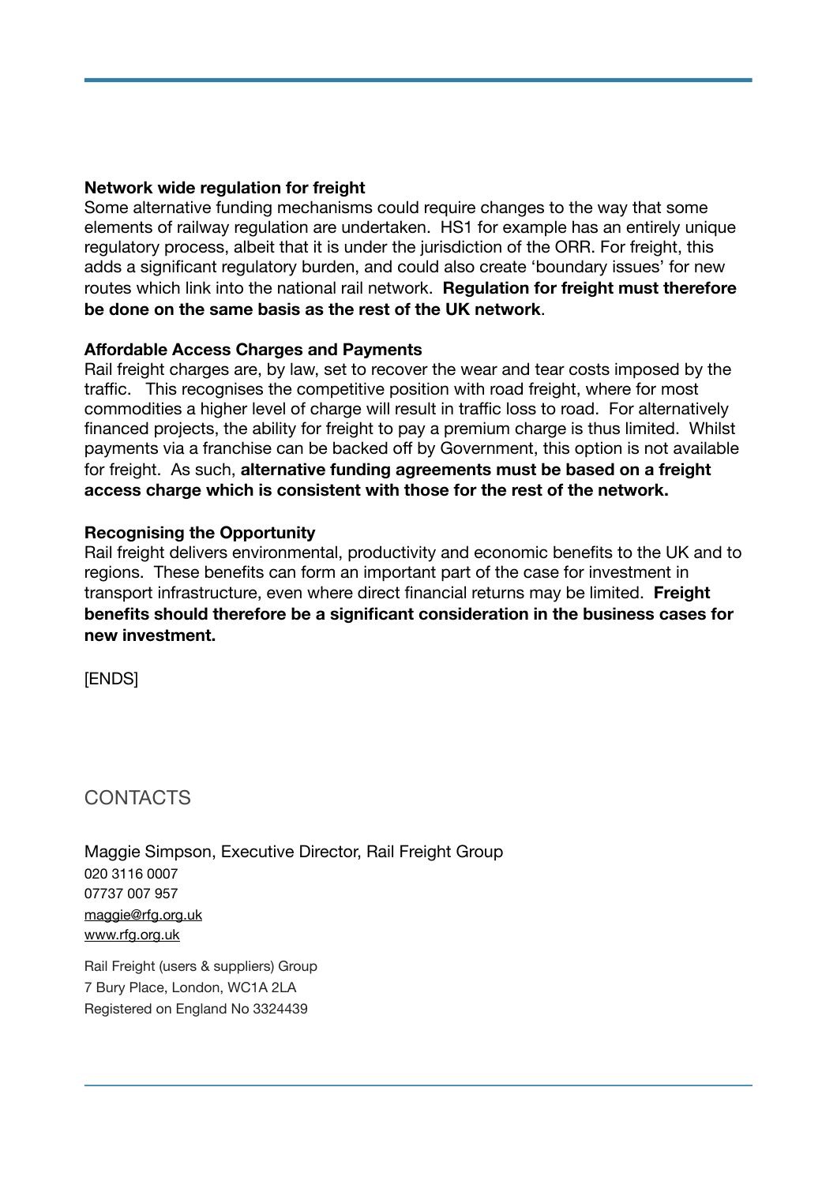**Network wide regulation for freight**

Some alternative funding mechanisms could require changes to the way that some elements of railway regulation are undertaken. HS1 for example has an entirely unique regulatory process, albeit that it is under the jurisdiction of the ORR. For freight, this adds a significant regulatory burden, and could also create 'boundary issues' for new routes which link into the national rail network. **Regulation for freight must therefore be done on the same basis as the rest of the UK network**.

**Affordable Access Charges and Payments**

Rail freight charges are, by law, set to recover the wear and tear costs imposed by the traffic. This recognises the competitive position with road freight, where for most commodities a higher level of charge will result in traffic loss to road. For alternatively financed projects, the ability for freight to pay a premium charge is thus limited. Whilst payments via a franchise can be backed off by Government, this option is not available for freight. As such, **alternative funding agreements must be based on a freight access charge which is consistent with those for the rest of the network.**

**Recognising the Opportunity**

Rail freight delivers environmental, productivity and economic benefits to the UK and to regions. These benefits can form an important part of the case for investment in transport infrastructure, even where direct financial returns may be limited. **Freight benefits should therefore be a significant consideration in the business cases for new investment.**

[ENDS]

## CONTACTS

Maggie Simpson, Executive Director, Rail Freight Group
020 3116 0007
07737 007 957
maggie@rfg.org.uk
www.rfg.org.uk

Rail Freight (users & suppliers) Group
7 Bury Place, London, WC1A 2LA
Registered on England No 3324439